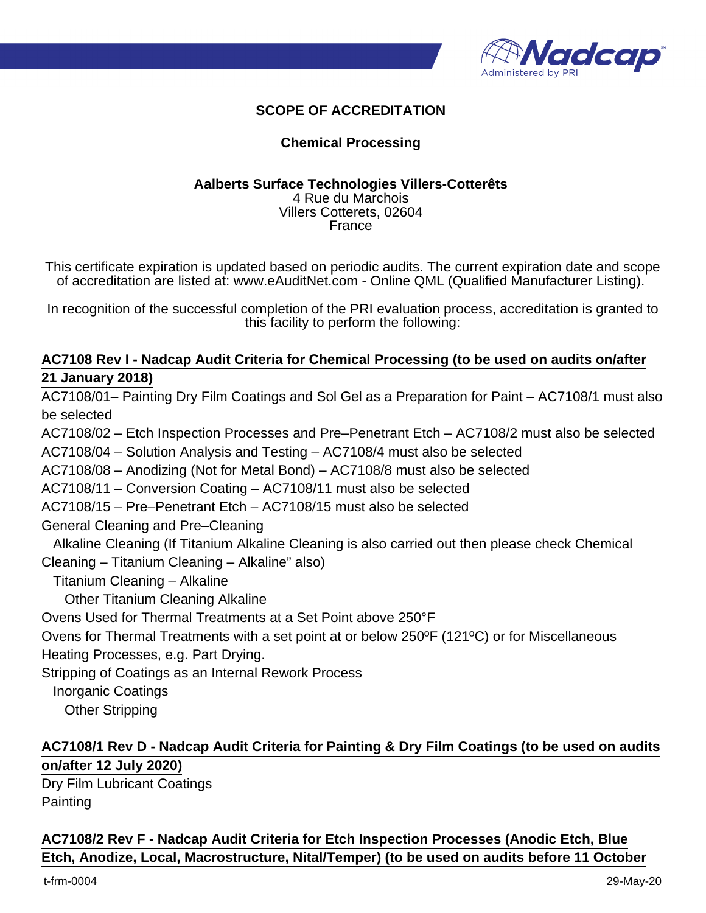# SCOPE OF ACCREDITATION

## Chemical Processing

**Aalberts Surface Technologies Villers-Cotterêts**
4 Rue du Marchois
Villers Cotterets, 02604
France

This certificate expiration is updated based on periodic audits. The current expiration date and scope of accreditation are listed at: www.eAuditNet.com - Online QML (Qualified Manufacturer Listing).

In recognition of the successful completion of the PRI evaluation process, accreditation is granted to this facility to perform the following:

### AC7108 Rev I - Nadcap Audit Criteria for Chemical Processing (to be used on audits on/after 21 January 2018)

AC7108/01– Painting Dry Film Coatings and Sol Gel as a Preparation for Paint – AC7108/1 must also be selected

AC7108/02 – Etch Inspection Processes and Pre–Penetrant Etch – AC7108/2 must also be selected

AC7108/04 – Solution Analysis and Testing – AC7108/4 must also be selected

AC7108/08 – Anodizing (Not for Metal Bond) – AC7108/8 must also be selected

AC7108/11 – Conversion Coating – AC7108/11 must also be selected

AC7108/15 – Pre–Penetrant Etch – AC7108/15 must also be selected

General Cleaning and Pre–Cleaning

- Alkaline Cleaning (If Titanium Alkaline Cleaning is also carried out then please check Chemical Cleaning – Titanium Cleaning – Alkaline" also)
- Titanium Cleaning – Alkaline
  - Other Titanium Cleaning Alkaline

Ovens Used for Thermal Treatments at a Set Point above 250°F

Ovens for Thermal Treatments with a set point at or below 250ºF (121ºC) or for Miscellaneous Heating Processes, e.g. Part Drying.

Stripping of Coatings as an Internal Rework Process

- Inorganic Coatings
  - Other Stripping

### AC7108/1 Rev D - Nadcap Audit Criteria for Painting & Dry Film Coatings (to be used on audits on/after 12 July 2020)

Dry Film Lubricant Coatings

Painting

### AC7108/2 Rev F - Nadcap Audit Criteria for Etch Inspection Processes (Anodic Etch, Blue Etch, Anodize, Local, Macrostructure, Nital/Temper) (to be used on audits before 11 October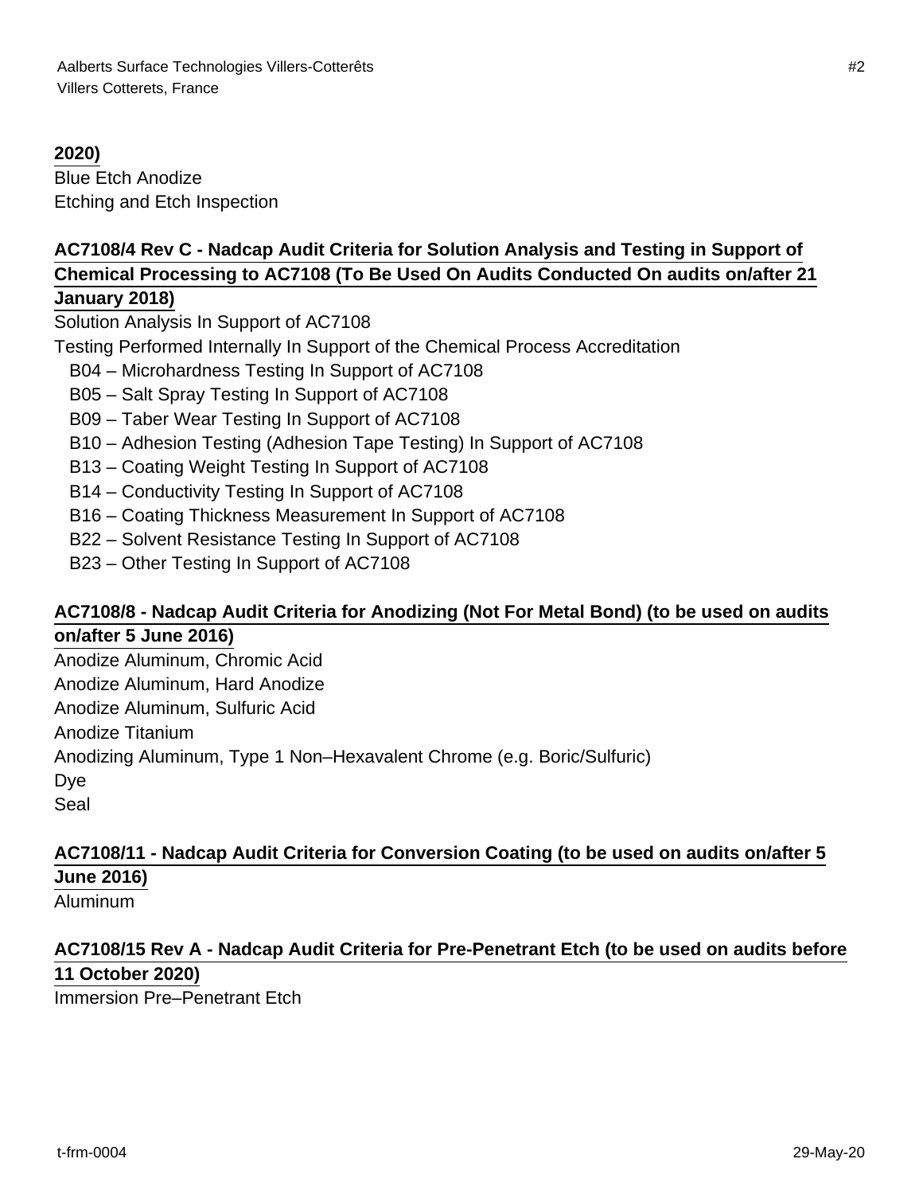**2020)**

Blue Etch Anodize

Etching and Etch Inspection

**AC7108/4 Rev C - Nadcap Audit Criteria for Solution Analysis and Testing in Support of Chemical Processing to AC7108 (To Be Used On Audits Conducted On audits on/after 21 January 2018)**

Solution Analysis In Support of AC7108

Testing Performed Internally In Support of the Chemical Process Accreditation

- B04 – Microhardness Testing In Support of AC7108
- B05 – Salt Spray Testing In Support of AC7108
- B09 – Taber Wear Testing In Support of AC7108
- B10 – Adhesion Testing (Adhesion Tape Testing) In Support of AC7108
- B13 – Coating Weight Testing In Support of AC7108
- B14 – Conductivity Testing In Support of AC7108
- B16 – Coating Thickness Measurement In Support of AC7108
- B22 – Solvent Resistance Testing In Support of AC7108
- B23 – Other Testing In Support of AC7108

**AC7108/8 - Nadcap Audit Criteria for Anodizing (Not For Metal Bond) (to be used on audits on/after 5 June 2016)**

Anodize Aluminum, Chromic Acid

Anodize Aluminum, Hard Anodize

Anodize Aluminum, Sulfuric Acid

Anodize Titanium

Anodizing Aluminum, Type 1 Non–Hexavalent Chrome (e.g. Boric/Sulfuric)

Dye

Seal

**AC7108/11 - Nadcap Audit Criteria for Conversion Coating (to be used on audits on/after 5 June 2016)**

Aluminum

**AC7108/15 Rev A - Nadcap Audit Criteria for Pre-Penetrant Etch (to be used on audits before 11 October 2020)**

Immersion Pre–Penetrant Etch